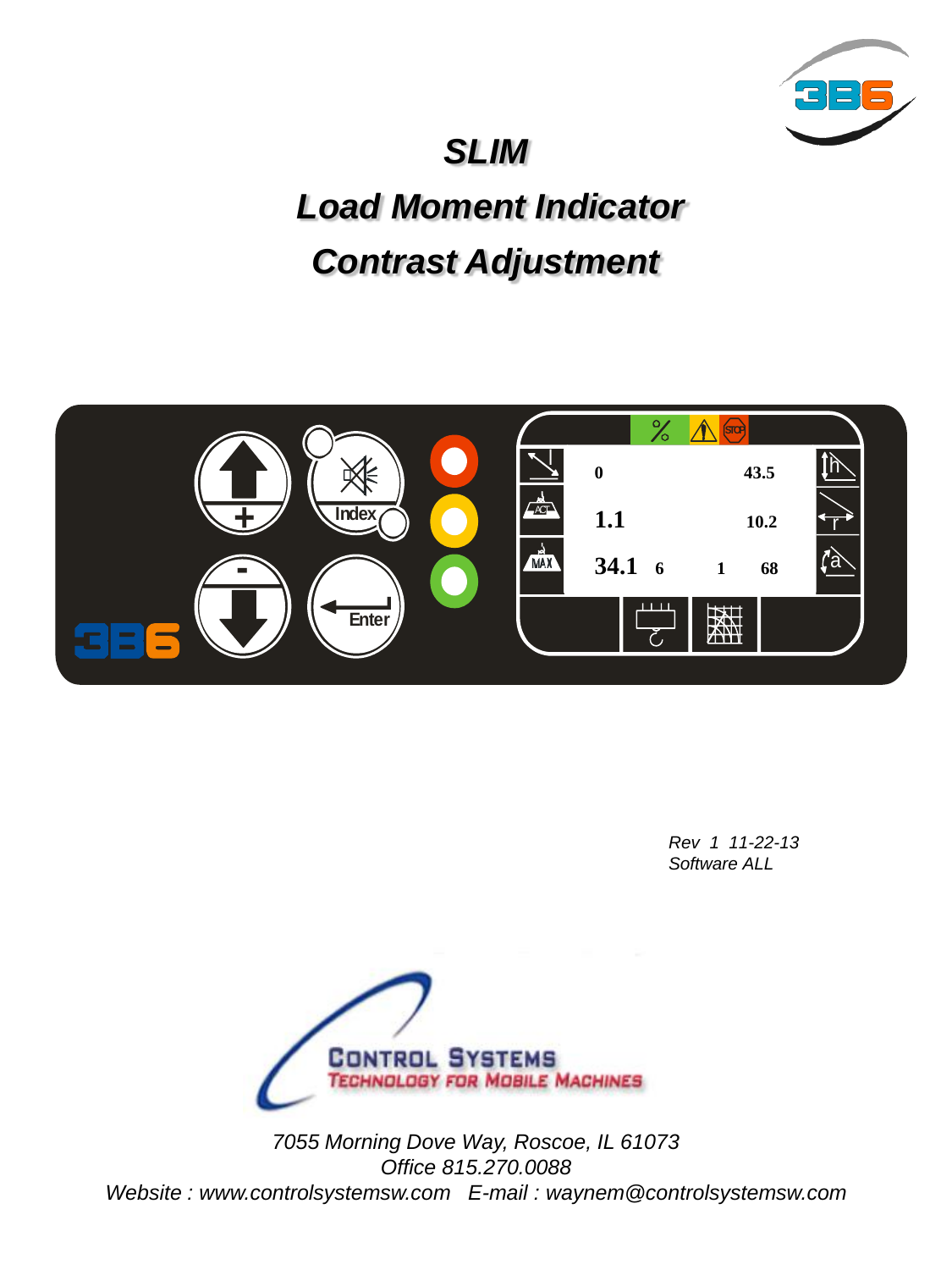# *SLIM*

# *Load Moment Indicator*

# *Contrast Adjustment*

*Rev 1 11-22-13*
*Software ALL*

*7055 Morning Dove Way, Roscoe, IL 61073*
*Office 815.270.0088*
*Website : www.controlsystemsw.com E-mail : waynem@controlsystemsw.com*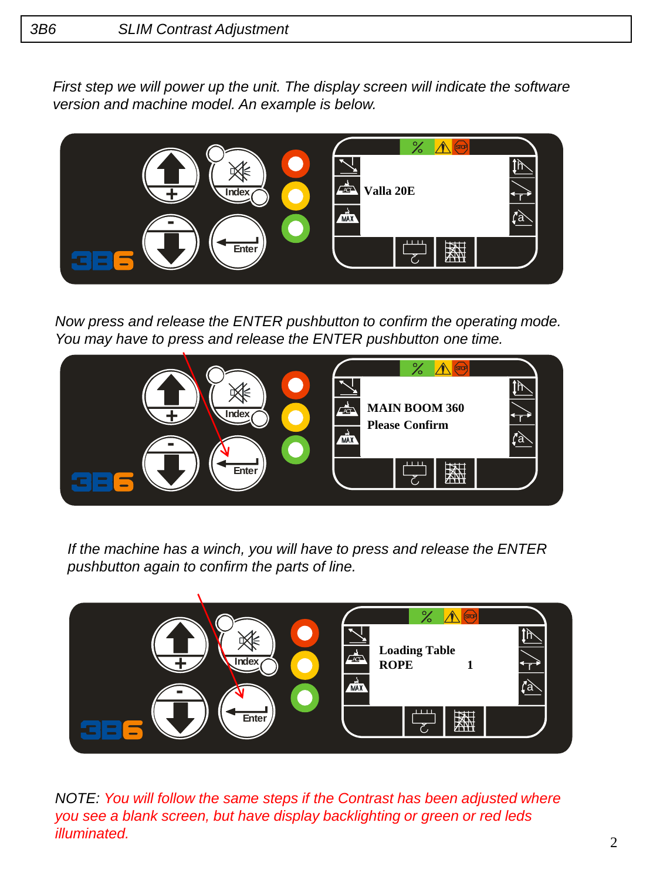| 3B6 | SLIM Contrast Adjustment |
|---|---|

*First step we will power up the unit. The display screen will indicate the software version and machine model. An example is below.*

Valla 20E

*Now press and release the ENTER pushbutton to confirm the operating mode. You may have to press and release the ENTER pushbutton one time.*

MAIN BOOM 360
Please Confirm

*If the machine has a winch, you will have to press and release the ENTER pushbutton again to confirm the parts of line.*

Loading Table
ROPE 1

*NOTE: You will follow the same steps if the Contrast has been adjusted where you see a blank screen, but have display backlighting or green or red leds illuminated.*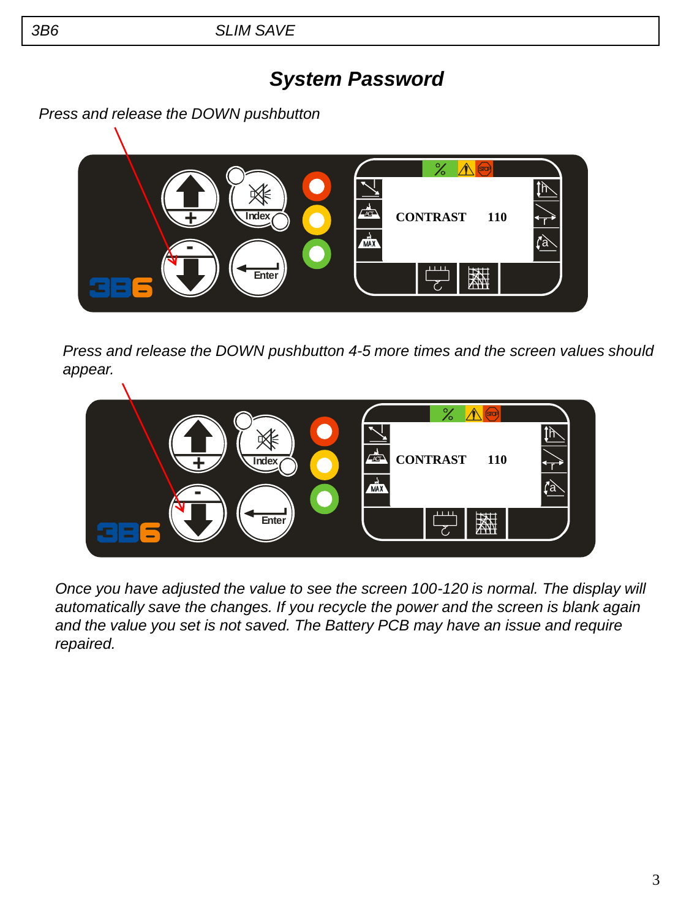# System Password

*Press and release the DOWN pushbutton*

*Press and release the DOWN pushbutton 4-5 more times and the screen values should appear.*

*Once you have adjusted the value to see the screen 100-120 is normal. The display will automatically save the changes. If you recycle the power and the screen is blank again and the value you set is not saved. The Battery PCB may have an issue and require repaired.*